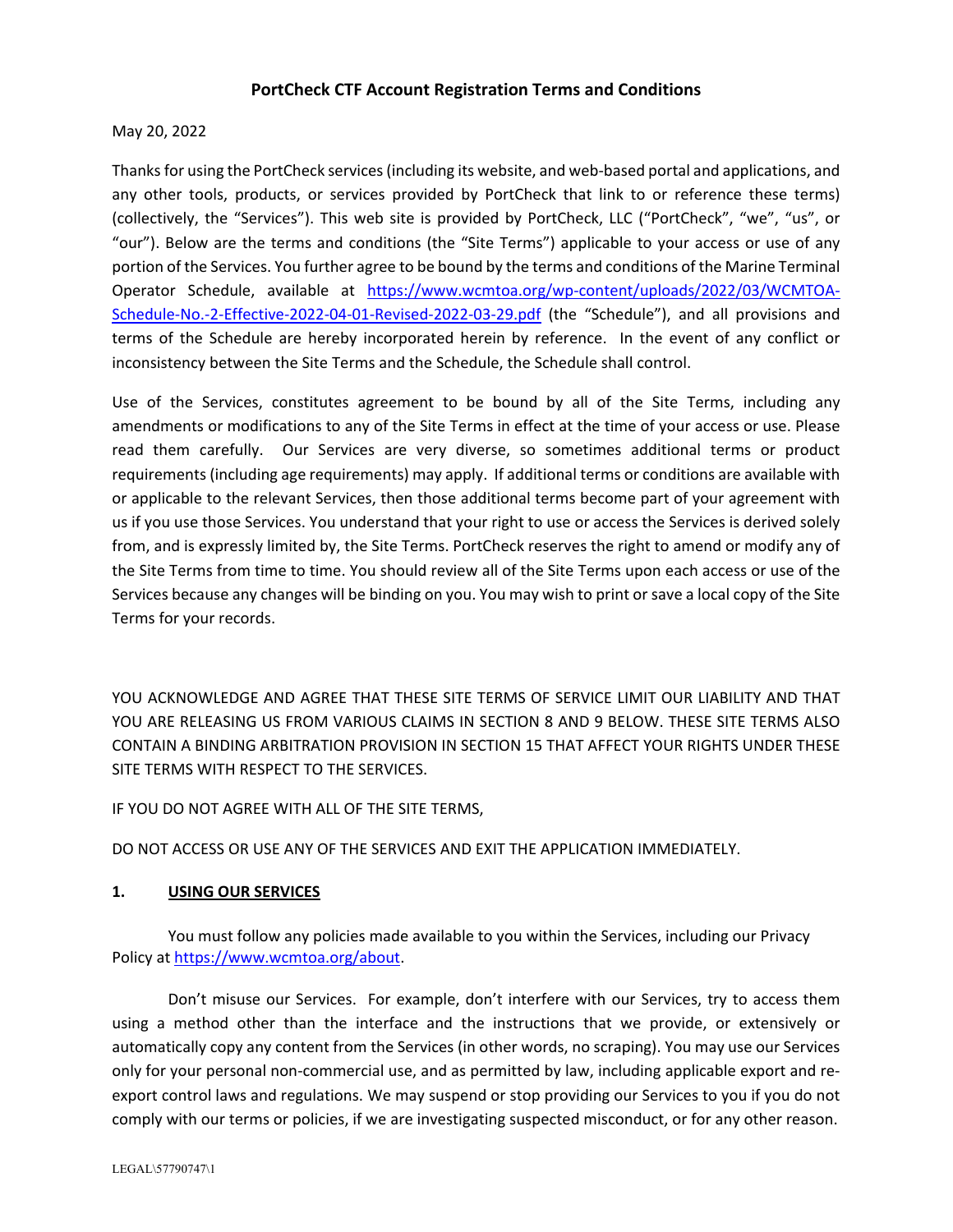# PortCheck CTF Account Registration Terms and Conditions

May 20, 2022

Thanks for using the PortCheck services (including its website, and web-based portal and applications, and any other tools, products, or services provided by PortCheck that link to or reference these terms) (collectively, the "Services"). This web site is provided by PortCheck, LLC ("PortCheck", "we", "us", or "our"). Below are the terms and conditions (the "Site Terms") applicable to your access or use of any portion of the Services. You further agree to be bound by the terms and conditions of the Marine Terminal Operator Schedule, available at [https://www.wcmtoa.org/wp-content/uploads/2022/03/WCMTOA-Schedule-No.-2-Effective-2022-04-01-Revised-2022-03-29.pdf](https://www.wcmtoa.org/wp-content/uploads/2022/03/WCMTOA-Schedule-No.-2-Effective-2022-04-01-Revised-2022-03-29.pdf) (the "Schedule"), and all provisions and terms of the Schedule are hereby incorporated herein by reference. In the event of any conflict or inconsistency between the Site Terms and the Schedule, the Schedule shall control.

Use of the Services, constitutes agreement to be bound by all of the Site Terms, including any amendments or modifications to any of the Site Terms in effect at the time of your access or use. Please read them carefully. Our Services are very diverse, so sometimes additional terms or product requirements (including age requirements) may apply. If additional terms or conditions are available with or applicable to the relevant Services, then those additional terms become part of your agreement with us if you use those Services. You understand that your right to use or access the Services is derived solely from, and is expressly limited by, the Site Terms. PortCheck reserves the right to amend or modify any of the Site Terms from time to time. You should review all of the Site Terms upon each access or use of the Services because any changes will be binding on you. You may wish to print or save a local copy of the Site Terms for your records.

YOU ACKNOWLEDGE AND AGREE THAT THESE SITE TERMS OF SERVICE LIMIT OUR LIABILITY AND THAT YOU ARE RELEASING US FROM VARIOUS CLAIMS IN SECTION 8 AND 9 BELOW. THESE SITE TERMS ALSO CONTAIN A BINDING ARBITRATION PROVISION IN SECTION 15 THAT AFFECT YOUR RIGHTS UNDER THESE SITE TERMS WITH RESPECT TO THE SERVICES.

IF YOU DO NOT AGREE WITH ALL OF THE SITE TERMS,

DO NOT ACCESS OR USE ANY OF THE SERVICES AND EXIT THE APPLICATION IMMEDIATELY.

## 1. USING OUR SERVICES

You must follow any policies made available to you within the Services, including our Privacy Policy at [https://www.wcmtoa.org/about](https://www.wcmtoa.org/about).

Don't misuse our Services. For example, don't interfere with our Services, try to access them using a method other than the interface and the instructions that we provide, or extensively or automatically copy any content from the Services (in other words, no scraping). You may use our Services only for your personal non-commercial use, and as permitted by law, including applicable export and re-export control laws and regulations. We may suspend or stop providing our Services to you if you do not comply with our terms or policies, if we are investigating suspected misconduct, or for any other reason.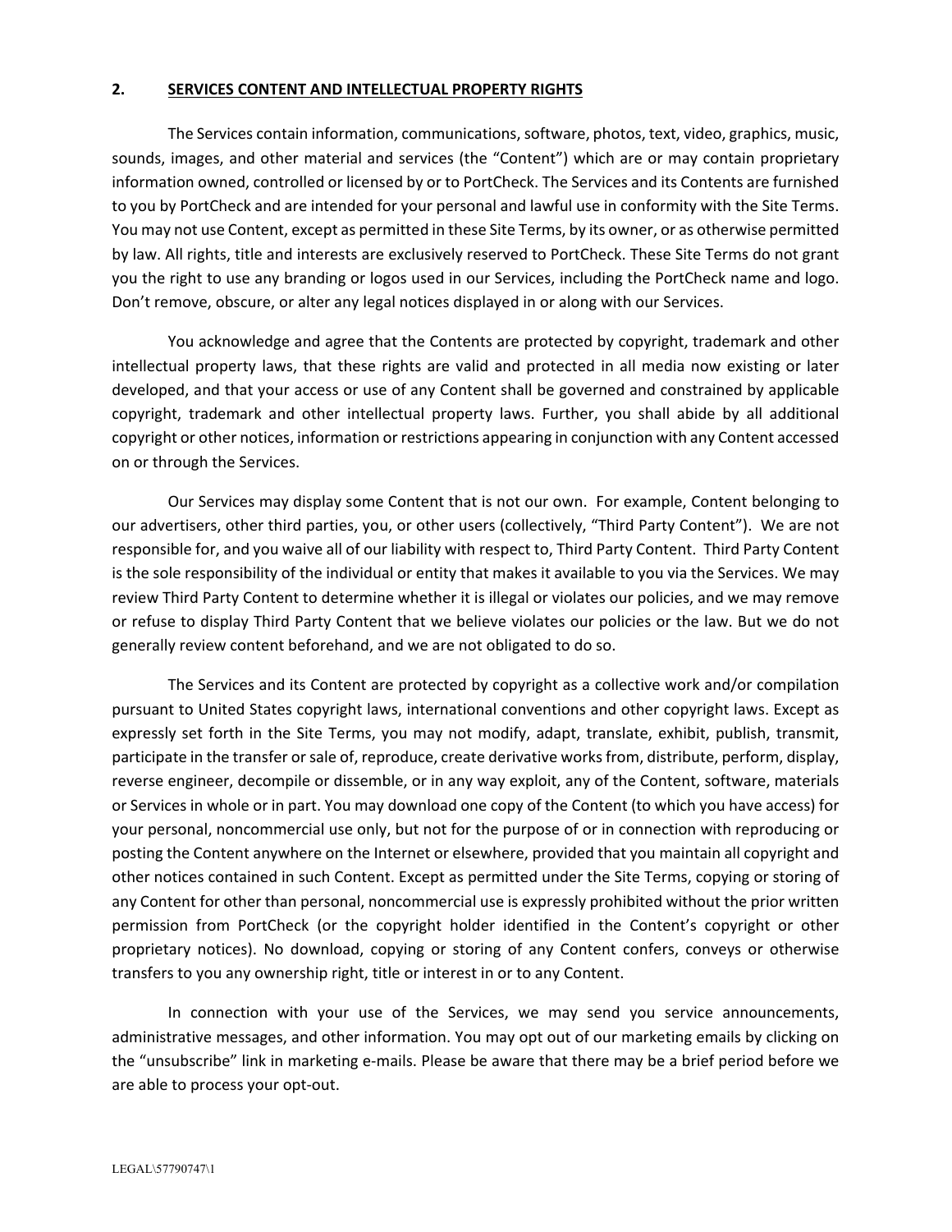## 2. SERVICES CONTENT AND INTELLECTUAL PROPERTY RIGHTS

The Services contain information, communications, software, photos, text, video, graphics, music, sounds, images, and other material and services (the "Content") which are or may contain proprietary information owned, controlled or licensed by or to PortCheck. The Services and its Contents are furnished to you by PortCheck and are intended for your personal and lawful use in conformity with the Site Terms. You may not use Content, except as permitted in these Site Terms, by its owner, or as otherwise permitted by law. All rights, title and interests are exclusively reserved to PortCheck. These Site Terms do not grant you the right to use any branding or logos used in our Services, including the PortCheck name and logo. Don't remove, obscure, or alter any legal notices displayed in or along with our Services.

You acknowledge and agree that the Contents are protected by copyright, trademark and other intellectual property laws, that these rights are valid and protected in all media now existing or later developed, and that your access or use of any Content shall be governed and constrained by applicable copyright, trademark and other intellectual property laws. Further, you shall abide by all additional copyright or other notices, information or restrictions appearing in conjunction with any Content accessed on or through the Services.

Our Services may display some Content that is not our own. For example, Content belonging to our advertisers, other third parties, you, or other users (collectively, "Third Party Content"). We are not responsible for, and you waive all of our liability with respect to, Third Party Content. Third Party Content is the sole responsibility of the individual or entity that makes it available to you via the Services. We may review Third Party Content to determine whether it is illegal or violates our policies, and we may remove or refuse to display Third Party Content that we believe violates our policies or the law. But we do not generally review content beforehand, and we are not obligated to do so.

The Services and its Content are protected by copyright as a collective work and/or compilation pursuant to United States copyright laws, international conventions and other copyright laws. Except as expressly set forth in the Site Terms, you may not modify, adapt, translate, exhibit, publish, transmit, participate in the transfer or sale of, reproduce, create derivative works from, distribute, perform, display, reverse engineer, decompile or dissemble, or in any way exploit, any of the Content, software, materials or Services in whole or in part. You may download one copy of the Content (to which you have access) for your personal, noncommercial use only, but not for the purpose of or in connection with reproducing or posting the Content anywhere on the Internet or elsewhere, provided that you maintain all copyright and other notices contained in such Content. Except as permitted under the Site Terms, copying or storing of any Content for other than personal, noncommercial use is expressly prohibited without the prior written permission from PortCheck (or the copyright holder identified in the Content's copyright or other proprietary notices). No download, copying or storing of any Content confers, conveys or otherwise transfers to you any ownership right, title or interest in or to any Content.

In connection with your use of the Services, we may send you service announcements, administrative messages, and other information. You may opt out of our marketing emails by clicking on the "unsubscribe" link in marketing e-mails. Please be aware that there may be a brief period before we are able to process your opt-out.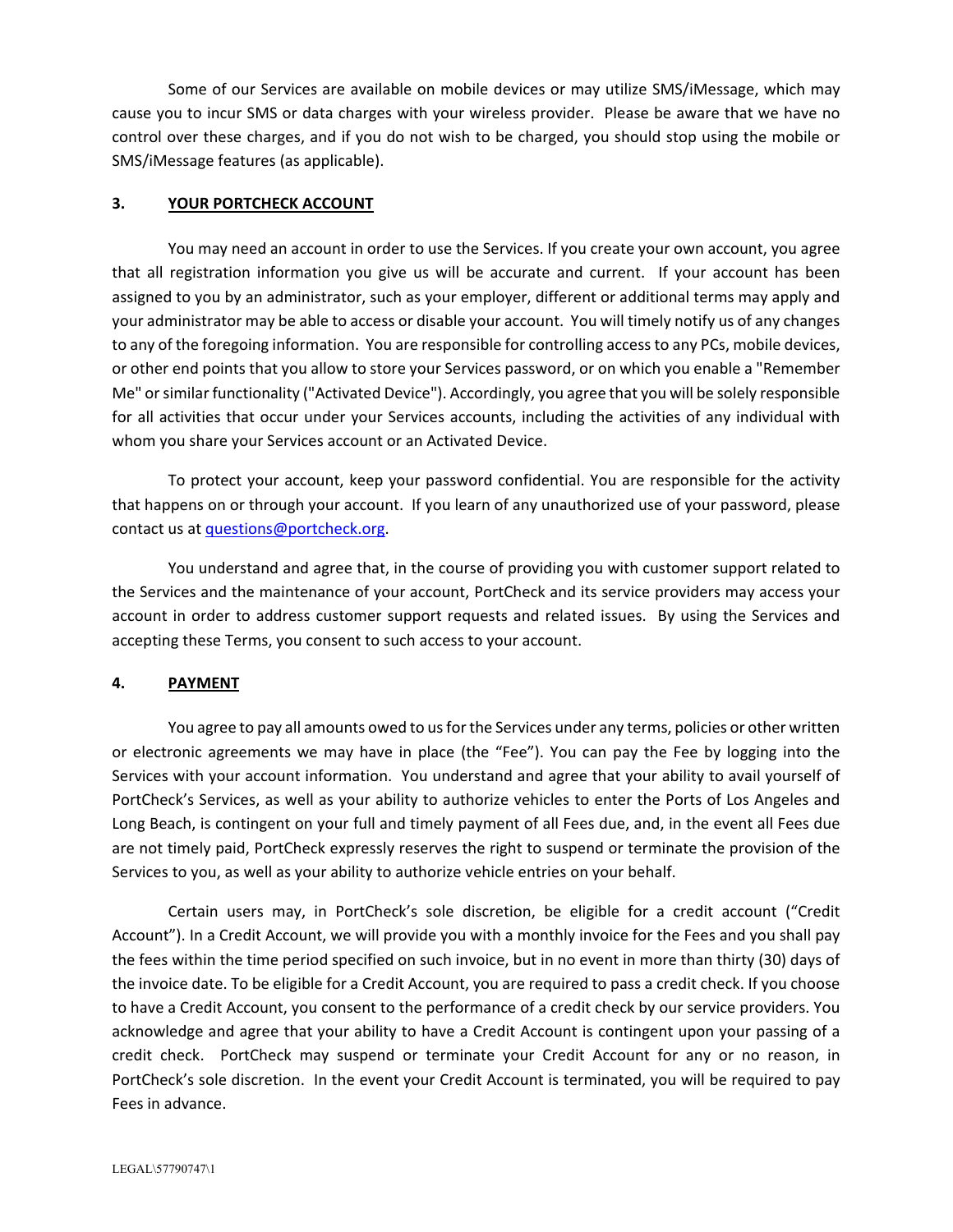Some of our Services are available on mobile devices or may utilize SMS/iMessage, which may cause you to incur SMS or data charges with your wireless provider. Please be aware that we have no control over these charges, and if you do not wish to be charged, you should stop using the mobile or SMS/iMessage features (as applicable).

## 3. <u>YOUR PORTCHECK ACCOUNT</u>

You may need an account in order to use the Services. If you create your own account, you agree that all registration information you give us will be accurate and current. If your account has been assigned to you by an administrator, such as your employer, different or additional terms may apply and your administrator may be able to access or disable your account. You will timely notify us of any changes to any of the foregoing information. You are responsible for controlling access to any PCs, mobile devices, or other end points that you allow to store your Services password, or on which you enable a "Remember Me" or similar functionality ("Activated Device"). Accordingly, you agree that you will be solely responsible for all activities that occur under your Services accounts, including the activities of any individual with whom you share your Services account or an Activated Device.

To protect your account, keep your password confidential. You are responsible for the activity that happens on or through your account. If you learn of any unauthorized use of your password, please contact us at questions@portcheck.org.

You understand and agree that, in the course of providing you with customer support related to the Services and the maintenance of your account, PortCheck and its service providers may access your account in order to address customer support requests and related issues. By using the Services and accepting these Terms, you consent to such access to your account.

## 4. <u>PAYMENT</u>

You agree to pay all amounts owed to us for the Services under any terms, policies or other written or electronic agreements we may have in place (the "Fee"). You can pay the Fee by logging into the Services with your account information. You understand and agree that your ability to avail yourself of PortCheck's Services, as well as your ability to authorize vehicles to enter the Ports of Los Angeles and Long Beach, is contingent on your full and timely payment of all Fees due, and, in the event all Fees due are not timely paid, PortCheck expressly reserves the right to suspend or terminate the provision of the Services to you, as well as your ability to authorize vehicle entries on your behalf.

Certain users may, in PortCheck's sole discretion, be eligible for a credit account ("Credit Account"). In a Credit Account, we will provide you with a monthly invoice for the Fees and you shall pay the fees within the time period specified on such invoice, but in no event in more than thirty (30) days of the invoice date. To be eligible for a Credit Account, you are required to pass a credit check. If you choose to have a Credit Account, you consent to the performance of a credit check by our service providers. You acknowledge and agree that your ability to have a Credit Account is contingent upon your passing of a credit check. PortCheck may suspend or terminate your Credit Account for any or no reason, in PortCheck's sole discretion. In the event your Credit Account is terminated, you will be required to pay Fees in advance.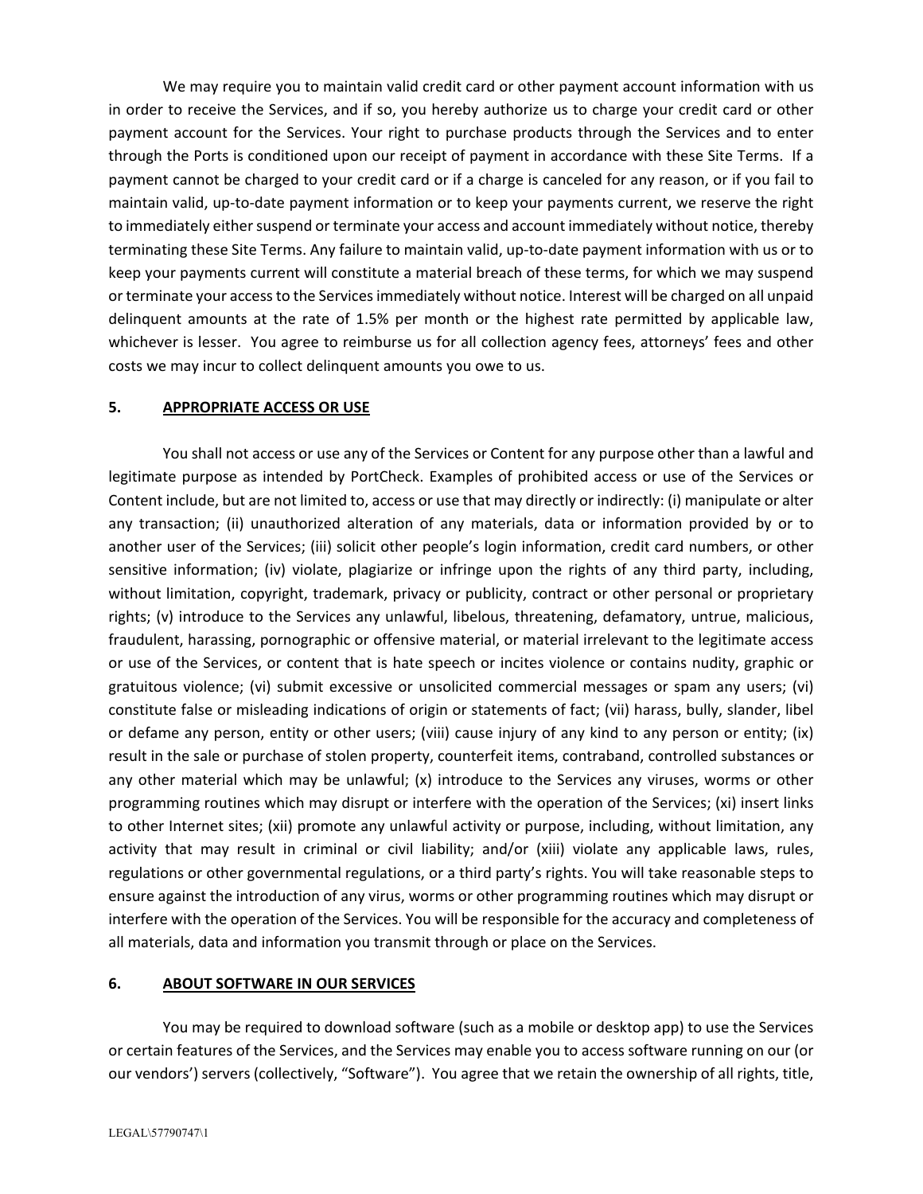We may require you to maintain valid credit card or other payment account information with us in order to receive the Services, and if so, you hereby authorize us to charge your credit card or other payment account for the Services. Your right to purchase products through the Services and to enter through the Ports is conditioned upon our receipt of payment in accordance with these Site Terms. If a payment cannot be charged to your credit card or if a charge is canceled for any reason, or if you fail to maintain valid, up-to-date payment information or to keep your payments current, we reserve the right to immediately either suspend or terminate your access and account immediately without notice, thereby terminating these Site Terms. Any failure to maintain valid, up-to-date payment information with us or to keep your payments current will constitute a material breach of these terms, for which we may suspend or terminate your access to the Services immediately without notice. Interest will be charged on all unpaid delinquent amounts at the rate of 1.5% per month or the highest rate permitted by applicable law, whichever is lesser. You agree to reimburse us for all collection agency fees, attorneys' fees and other costs we may incur to collect delinquent amounts you owe to us.

## 5. APPROPRIATE ACCESS OR USE

You shall not access or use any of the Services or Content for any purpose other than a lawful and legitimate purpose as intended by PortCheck. Examples of prohibited access or use of the Services or Content include, but are not limited to, access or use that may directly or indirectly: (i) manipulate or alter any transaction; (ii) unauthorized alteration of any materials, data or information provided by or to another user of the Services; (iii) solicit other people's login information, credit card numbers, or other sensitive information; (iv) violate, plagiarize or infringe upon the rights of any third party, including, without limitation, copyright, trademark, privacy or publicity, contract or other personal or proprietary rights; (v) introduce to the Services any unlawful, libelous, threatening, defamatory, untrue, malicious, fraudulent, harassing, pornographic or offensive material, or material irrelevant to the legitimate access or use of the Services, or content that is hate speech or incites violence or contains nudity, graphic or gratuitous violence; (vi) submit excessive or unsolicited commercial messages or spam any users; (vi) constitute false or misleading indications of origin or statements of fact; (vii) harass, bully, slander, libel or defame any person, entity or other users; (viii) cause injury of any kind to any person or entity; (ix) result in the sale or purchase of stolen property, counterfeit items, contraband, controlled substances or any other material which may be unlawful; (x) introduce to the Services any viruses, worms or other programming routines which may disrupt or interfere with the operation of the Services; (xi) insert links to other Internet sites; (xii) promote any unlawful activity or purpose, including, without limitation, any activity that may result in criminal or civil liability; and/or (xiii) violate any applicable laws, rules, regulations or other governmental regulations, or a third party's rights. You will take reasonable steps to ensure against the introduction of any virus, worms or other programming routines which may disrupt or interfere with the operation of the Services. You will be responsible for the accuracy and completeness of all materials, data and information you transmit through or place on the Services.

## 6. ABOUT SOFTWARE IN OUR SERVICES

You may be required to download software (such as a mobile or desktop app) to use the Services or certain features of the Services, and the Services may enable you to access software running on our (or our vendors') servers (collectively, "Software"). You agree that we retain the ownership of all rights, title,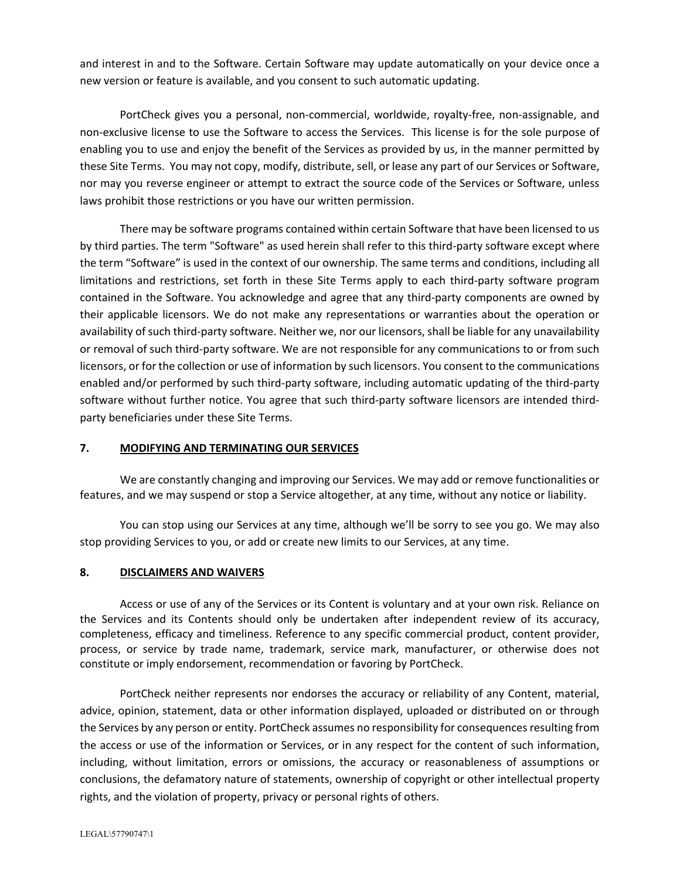and interest in and to the Software. Certain Software may update automatically on your device once a new version or feature is available, and you consent to such automatic updating.

PortCheck gives you a personal, non-commercial, worldwide, royalty-free, non-assignable, and non-exclusive license to use the Software to access the Services. This license is for the sole purpose of enabling you to use and enjoy the benefit of the Services as provided by us, in the manner permitted by these Site Terms. You may not copy, modify, distribute, sell, or lease any part of our Services or Software, nor may you reverse engineer or attempt to extract the source code of the Services or Software, unless laws prohibit those restrictions or you have our written permission.

There may be software programs contained within certain Software that have been licensed to us by third parties. The term "Software" as used herein shall refer to this third-party software except where the term "Software" is used in the context of our ownership. The same terms and conditions, including all limitations and restrictions, set forth in these Site Terms apply to each third-party software program contained in the Software. You acknowledge and agree that any third-party components are owned by their applicable licensors. We do not make any representations or warranties about the operation or availability of such third-party software. Neither we, nor our licensors, shall be liable for any unavailability or removal of such third-party software. We are not responsible for any communications to or from such licensors, or for the collection or use of information by such licensors. You consent to the communications enabled and/or performed by such third-party software, including automatic updating of the third-party software without further notice. You agree that such third-party software licensors are intended third-party beneficiaries under these Site Terms.

## 7. MODIFYING AND TERMINATING OUR SERVICES

We are constantly changing and improving our Services. We may add or remove functionalities or features, and we may suspend or stop a Service altogether, at any time, without any notice or liability.

You can stop using our Services at any time, although we'll be sorry to see you go. We may also stop providing Services to you, or add or create new limits to our Services, at any time.

## 8. DISCLAIMERS AND WAIVERS

Access or use of any of the Services or its Content is voluntary and at your own risk. Reliance on the Services and its Contents should only be undertaken after independent review of its accuracy, completeness, efficacy and timeliness. Reference to any specific commercial product, content provider, process, or service by trade name, trademark, service mark, manufacturer, or otherwise does not constitute or imply endorsement, recommendation or favoring by PortCheck.

PortCheck neither represents nor endorses the accuracy or reliability of any Content, material, advice, opinion, statement, data or other information displayed, uploaded or distributed on or through the Services by any person or entity. PortCheck assumes no responsibility for consequences resulting from the access or use of the information or Services, or in any respect for the content of such information, including, without limitation, errors or omissions, the accuracy or reasonableness of assumptions or conclusions, the defamatory nature of statements, ownership of copyright or other intellectual property rights, and the violation of property, privacy or personal rights of others.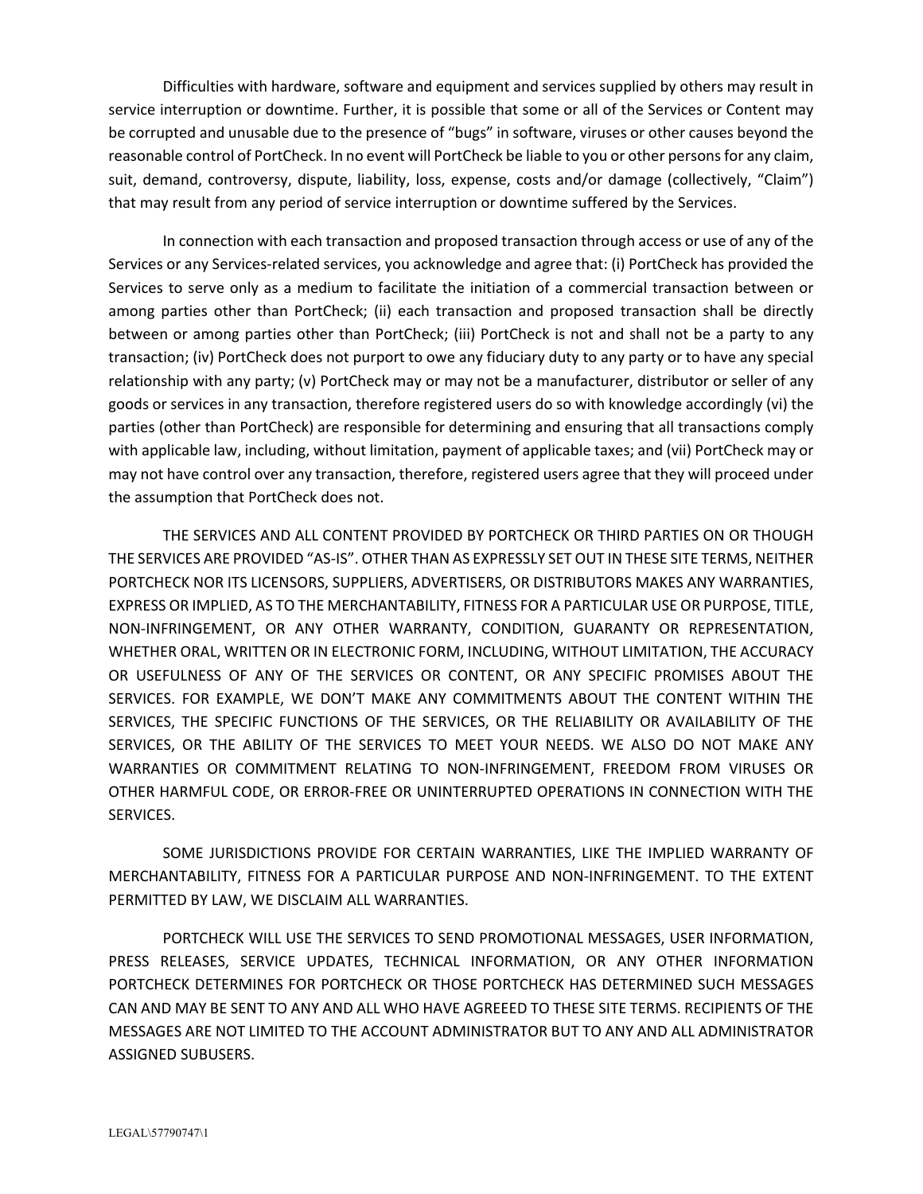Difficulties with hardware, software and equipment and services supplied by others may result in service interruption or downtime. Further, it is possible that some or all of the Services or Content may be corrupted and unusable due to the presence of "bugs" in software, viruses or other causes beyond the reasonable control of PortCheck. In no event will PortCheck be liable to you or other persons for any claim, suit, demand, controversy, dispute, liability, loss, expense, costs and/or damage (collectively, "Claim") that may result from any period of service interruption or downtime suffered by the Services.

In connection with each transaction and proposed transaction through access or use of any of the Services or any Services-related services, you acknowledge and agree that: (i) PortCheck has provided the Services to serve only as a medium to facilitate the initiation of a commercial transaction between or among parties other than PortCheck; (ii) each transaction and proposed transaction shall be directly between or among parties other than PortCheck; (iii) PortCheck is not and shall not be a party to any transaction; (iv) PortCheck does not purport to owe any fiduciary duty to any party or to have any special relationship with any party; (v) PortCheck may or may not be a manufacturer, distributor or seller of any goods or services in any transaction, therefore registered users do so with knowledge accordingly (vi) the parties (other than PortCheck) are responsible for determining and ensuring that all transactions comply with applicable law, including, without limitation, payment of applicable taxes; and (vii) PortCheck may or may not have control over any transaction, therefore, registered users agree that they will proceed under the assumption that PortCheck does not.

THE SERVICES AND ALL CONTENT PROVIDED BY PORTCHECK OR THIRD PARTIES ON OR THOUGH THE SERVICES ARE PROVIDED "AS-IS". OTHER THAN AS EXPRESSLY SET OUT IN THESE SITE TERMS, NEITHER PORTCHECK NOR ITS LICENSORS, SUPPLIERS, ADVERTISERS, OR DISTRIBUTORS MAKES ANY WARRANTIES, EXPRESS OR IMPLIED, AS TO THE MERCHANTABILITY, FITNESS FOR A PARTICULAR USE OR PURPOSE, TITLE, NON-INFRINGEMENT, OR ANY OTHER WARRANTY, CONDITION, GUARANTY OR REPRESENTATION, WHETHER ORAL, WRITTEN OR IN ELECTRONIC FORM, INCLUDING, WITHOUT LIMITATION, THE ACCURACY OR USEFULNESS OF ANY OF THE SERVICES OR CONTENT, OR ANY SPECIFIC PROMISES ABOUT THE SERVICES. FOR EXAMPLE, WE DON'T MAKE ANY COMMITMENTS ABOUT THE CONTENT WITHIN THE SERVICES, THE SPECIFIC FUNCTIONS OF THE SERVICES, OR THE RELIABILITY OR AVAILABILITY OF THE SERVICES, OR THE ABILITY OF THE SERVICES TO MEET YOUR NEEDS. WE ALSO DO NOT MAKE ANY WARRANTIES OR COMMITMENT RELATING TO NON-INFRINGEMENT, FREEDOM FROM VIRUSES OR OTHER HARMFUL CODE, OR ERROR-FREE OR UNINTERRUPTED OPERATIONS IN CONNECTION WITH THE SERVICES.

SOME JURISDICTIONS PROVIDE FOR CERTAIN WARRANTIES, LIKE THE IMPLIED WARRANTY OF MERCHANTABILITY, FITNESS FOR A PARTICULAR PURPOSE AND NON-INFRINGEMENT. TO THE EXTENT PERMITTED BY LAW, WE DISCLAIM ALL WARRANTIES.

PORTCHECK WILL USE THE SERVICES TO SEND PROMOTIONAL MESSAGES, USER INFORMATION, PRESS RELEASES, SERVICE UPDATES, TECHNICAL INFORMATION, OR ANY OTHER INFORMATION PORTCHECK DETERMINES FOR PORTCHECK OR THOSE PORTCHECK HAS DETERMINED SUCH MESSAGES CAN AND MAY BE SENT TO ANY AND ALL WHO HAVE AGREEED TO THESE SITE TERMS. RECIPIENTS OF THE MESSAGES ARE NOT LIMITED TO THE ACCOUNT ADMINISTRATOR BUT TO ANY AND ALL ADMINISTRATOR ASSIGNED SUBUSERS.

LEGAL\57790747\1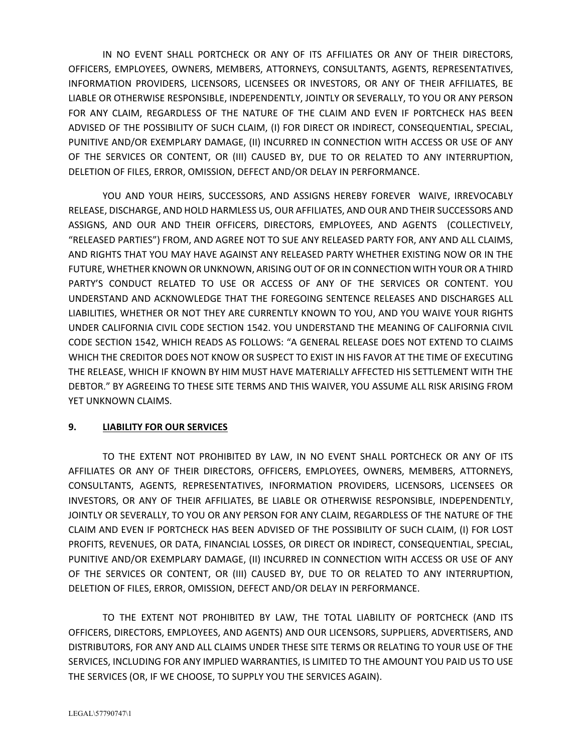IN NO EVENT SHALL PORTCHECK OR ANY OF ITS AFFILIATES OR ANY OF THEIR DIRECTORS, OFFICERS, EMPLOYEES, OWNERS, MEMBERS, ATTORNEYS, CONSULTANTS, AGENTS, REPRESENTATIVES, INFORMATION PROVIDERS, LICENSORS, LICENSEES OR INVESTORS, OR ANY OF THEIR AFFILIATES, BE LIABLE OR OTHERWISE RESPONSIBLE, INDEPENDENTLY, JOINTLY OR SEVERALLY, TO YOU OR ANY PERSON FOR ANY CLAIM, REGARDLESS OF THE NATURE OF THE CLAIM AND EVEN IF PORTCHECK HAS BEEN ADVISED OF THE POSSIBILITY OF SUCH CLAIM, (I) FOR DIRECT OR INDIRECT, CONSEQUENTIAL, SPECIAL, PUNITIVE AND/OR EXEMPLARY DAMAGE, (II) INCURRED IN CONNECTION WITH ACCESS OR USE OF ANY OF THE SERVICES OR CONTENT, OR (III) CAUSED BY, DUE TO OR RELATED TO ANY INTERRUPTION, DELETION OF FILES, ERROR, OMISSION, DEFECT AND/OR DELAY IN PERFORMANCE.

YOU AND YOUR HEIRS, SUCCESSORS, AND ASSIGNS HEREBY FOREVER WAIVE, IRREVOCABLY RELEASE, DISCHARGE, AND HOLD HARMLESS US, OUR AFFILIATES, AND OUR AND THEIR SUCCESSORS AND ASSIGNS, AND OUR AND THEIR OFFICERS, DIRECTORS, EMPLOYEES, AND AGENTS (COLLECTIVELY, "RELEASED PARTIES") FROM, AND AGREE NOT TO SUE ANY RELEASED PARTY FOR, ANY AND ALL CLAIMS, AND RIGHTS THAT YOU MAY HAVE AGAINST ANY RELEASED PARTY WHETHER EXISTING NOW OR IN THE FUTURE, WHETHER KNOWN OR UNKNOWN, ARISING OUT OF OR IN CONNECTION WITH YOUR OR A THIRD PARTY'S CONDUCT RELATED TO USE OR ACCESS OF ANY OF THE SERVICES OR CONTENT. YOU UNDERSTAND AND ACKNOWLEDGE THAT THE FOREGOING SENTENCE RELEASES AND DISCHARGES ALL LIABILITIES, WHETHER OR NOT THEY ARE CURRENTLY KNOWN TO YOU, AND YOU WAIVE YOUR RIGHTS UNDER CALIFORNIA CIVIL CODE SECTION 1542. YOU UNDERSTAND THE MEANING OF CALIFORNIA CIVIL CODE SECTION 1542, WHICH READS AS FOLLOWS: "A GENERAL RELEASE DOES NOT EXTEND TO CLAIMS WHICH THE CREDITOR DOES NOT KNOW OR SUSPECT TO EXIST IN HIS FAVOR AT THE TIME OF EXECUTING THE RELEASE, WHICH IF KNOWN BY HIM MUST HAVE MATERIALLY AFFECTED HIS SETTLEMENT WITH THE DEBTOR." BY AGREEING TO THESE SITE TERMS AND THIS WAIVER, YOU ASSUME ALL RISK ARISING FROM YET UNKNOWN CLAIMS.

## 9. LIABILITY FOR OUR SERVICES

TO THE EXTENT NOT PROHIBITED BY LAW, IN NO EVENT SHALL PORTCHECK OR ANY OF ITS AFFILIATES OR ANY OF THEIR DIRECTORS, OFFICERS, EMPLOYEES, OWNERS, MEMBERS, ATTORNEYS, CONSULTANTS, AGENTS, REPRESENTATIVES, INFORMATION PROVIDERS, LICENSORS, LICENSEES OR INVESTORS, OR ANY OF THEIR AFFILIATES, BE LIABLE OR OTHERWISE RESPONSIBLE, INDEPENDENTLY, JOINTLY OR SEVERALLY, TO YOU OR ANY PERSON FOR ANY CLAIM, REGARDLESS OF THE NATURE OF THE CLAIM AND EVEN IF PORTCHECK HAS BEEN ADVISED OF THE POSSIBILITY OF SUCH CLAIM, (I) FOR LOST PROFITS, REVENUES, OR DATA, FINANCIAL LOSSES, OR DIRECT OR INDIRECT, CONSEQUENTIAL, SPECIAL, PUNITIVE AND/OR EXEMPLARY DAMAGE, (II) INCURRED IN CONNECTION WITH ACCESS OR USE OF ANY OF THE SERVICES OR CONTENT, OR (III) CAUSED BY, DUE TO OR RELATED TO ANY INTERRUPTION, DELETION OF FILES, ERROR, OMISSION, DEFECT AND/OR DELAY IN PERFORMANCE.

TO THE EXTENT NOT PROHIBITED BY LAW, THE TOTAL LIABILITY OF PORTCHECK (AND ITS OFFICERS, DIRECTORS, EMPLOYEES, AND AGENTS) AND OUR LICENSORS, SUPPLIERS, ADVERTISERS, AND DISTRIBUTORS, FOR ANY AND ALL CLAIMS UNDER THESE SITE TERMS OR RELATING TO YOUR USE OF THE SERVICES, INCLUDING FOR ANY IMPLIED WARRANTIES, IS LIMITED TO THE AMOUNT YOU PAID US TO USE THE SERVICES (OR, IF WE CHOOSE, TO SUPPLY YOU THE SERVICES AGAIN).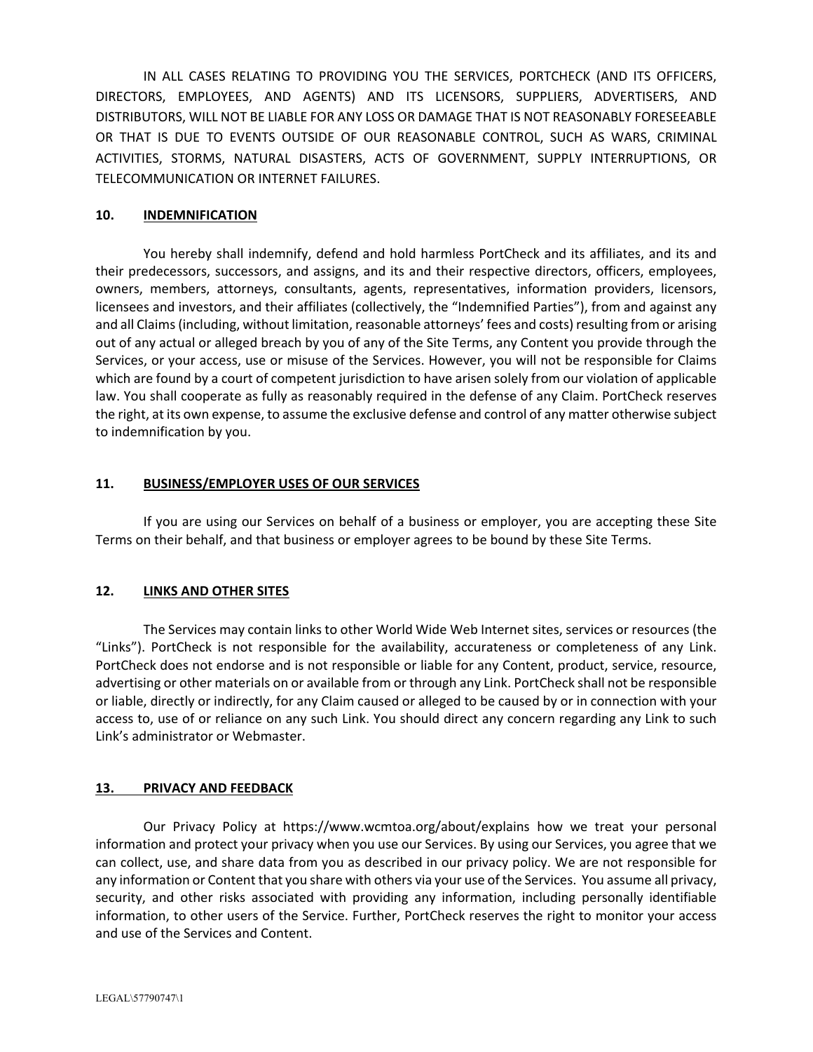IN ALL CASES RELATING TO PROVIDING YOU THE SERVICES, PORTCHECK (AND ITS OFFICERS, DIRECTORS, EMPLOYEES, AND AGENTS) AND ITS LICENSORS, SUPPLIERS, ADVERTISERS, AND DISTRIBUTORS, WILL NOT BE LIABLE FOR ANY LOSS OR DAMAGE THAT IS NOT REASONABLY FORESEEABLE OR THAT IS DUE TO EVENTS OUTSIDE OF OUR REASONABLE CONTROL, SUCH AS WARS, CRIMINAL ACTIVITIES, STORMS, NATURAL DISASTERS, ACTS OF GOVERNMENT, SUPPLY INTERRUPTIONS, OR TELECOMMUNICATION OR INTERNET FAILURES.

## 10. INDEMNIFICATION

You hereby shall indemnify, defend and hold harmless PortCheck and its affiliates, and its and their predecessors, successors, and assigns, and its and their respective directors, officers, employees, owners, members, attorneys, consultants, agents, representatives, information providers, licensors, licensees and investors, and their affiliates (collectively, the "Indemnified Parties"), from and against any and all Claims (including, without limitation, reasonable attorneys' fees and costs) resulting from or arising out of any actual or alleged breach by you of any of the Site Terms, any Content you provide through the Services, or your access, use or misuse of the Services. However, you will not be responsible for Claims which are found by a court of competent jurisdiction to have arisen solely from our violation of applicable law. You shall cooperate as fully as reasonably required in the defense of any Claim. PortCheck reserves the right, at its own expense, to assume the exclusive defense and control of any matter otherwise subject to indemnification by you.

## 11. BUSINESS/EMPLOYER USES OF OUR SERVICES

If you are using our Services on behalf of a business or employer, you are accepting these Site Terms on their behalf, and that business or employer agrees to be bound by these Site Terms.

## 12. LINKS AND OTHER SITES

The Services may contain links to other World Wide Web Internet sites, services or resources (the "Links"). PortCheck is not responsible for the availability, accurateness or completeness of any Link. PortCheck does not endorse and is not responsible or liable for any Content, product, service, resource, advertising or other materials on or available from or through any Link. PortCheck shall not be responsible or liable, directly or indirectly, for any Claim caused or alleged to be caused by or in connection with your access to, use of or reliance on any such Link. You should direct any concern regarding any Link to such Link's administrator or Webmaster.

## 13. PRIVACY AND FEEDBACK

Our Privacy Policy at https://www.wcmtoa.org/about/explains how we treat your personal information and protect your privacy when you use our Services. By using our Services, you agree that we can collect, use, and share data from you as described in our privacy policy. We are not responsible for any information or Content that you share with others via your use of the Services. You assume all privacy, security, and other risks associated with providing any information, including personally identifiable information, to other users of the Service. Further, PortCheck reserves the right to monitor your access and use of the Services and Content.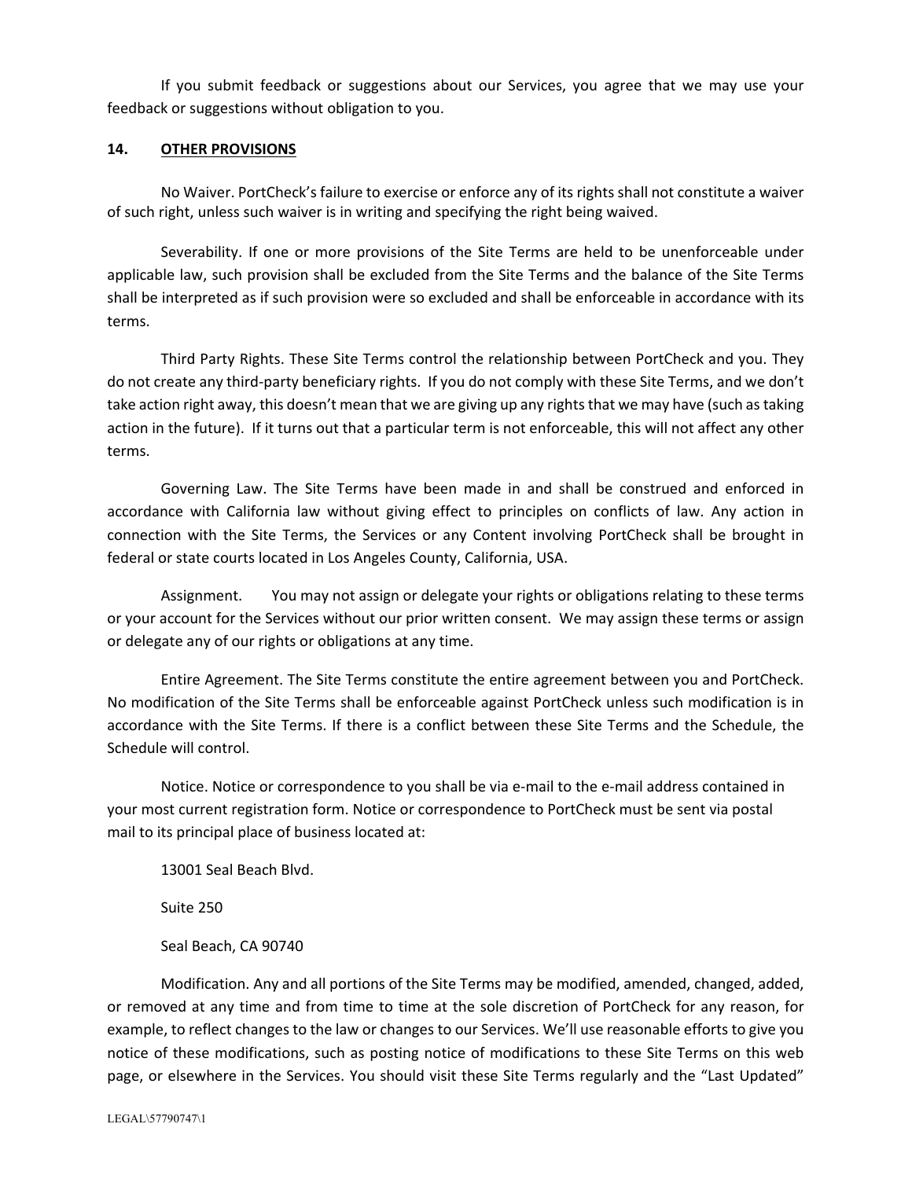If you submit feedback or suggestions about our Services, you agree that we may use your feedback or suggestions without obligation to you.

## 14. OTHER PROVISIONS

No Waiver. PortCheck's failure to exercise or enforce any of its rights shall not constitute a waiver of such right, unless such waiver is in writing and specifying the right being waived.

Severability. If one or more provisions of the Site Terms are held to be unenforceable under applicable law, such provision shall be excluded from the Site Terms and the balance of the Site Terms shall be interpreted as if such provision were so excluded and shall be enforceable in accordance with its terms.

Third Party Rights. These Site Terms control the relationship between PortCheck and you. They do not create any third-party beneficiary rights. If you do not comply with these Site Terms, and we don't take action right away, this doesn't mean that we are giving up any rights that we may have (such as taking action in the future). If it turns out that a particular term is not enforceable, this will not affect any other terms.

Governing Law. The Site Terms have been made in and shall be construed and enforced in accordance with California law without giving effect to principles on conflicts of law. Any action in connection with the Site Terms, the Services or any Content involving PortCheck shall be brought in federal or state courts located in Los Angeles County, California, USA.

Assignment. You may not assign or delegate your rights or obligations relating to these terms or your account for the Services without our prior written consent. We may assign these terms or assign or delegate any of our rights or obligations at any time.

Entire Agreement. The Site Terms constitute the entire agreement between you and PortCheck. No modification of the Site Terms shall be enforceable against PortCheck unless such modification is in accordance with the Site Terms. If there is a conflict between these Site Terms and the Schedule, the Schedule will control.

Notice. Notice or correspondence to you shall be via e-mail to the e-mail address contained in your most current registration form. Notice or correspondence to PortCheck must be sent via postal mail to its principal place of business located at:

13001 Seal Beach Blvd.

Suite 250

Seal Beach, CA 90740

Modification. Any and all portions of the Site Terms may be modified, amended, changed, added, or removed at any time and from time to time at the sole discretion of PortCheck for any reason, for example, to reflect changes to the law or changes to our Services. We'll use reasonable efforts to give you notice of these modifications, such as posting notice of modifications to these Site Terms on this web page, or elsewhere in the Services. You should visit these Site Terms regularly and the "Last Updated"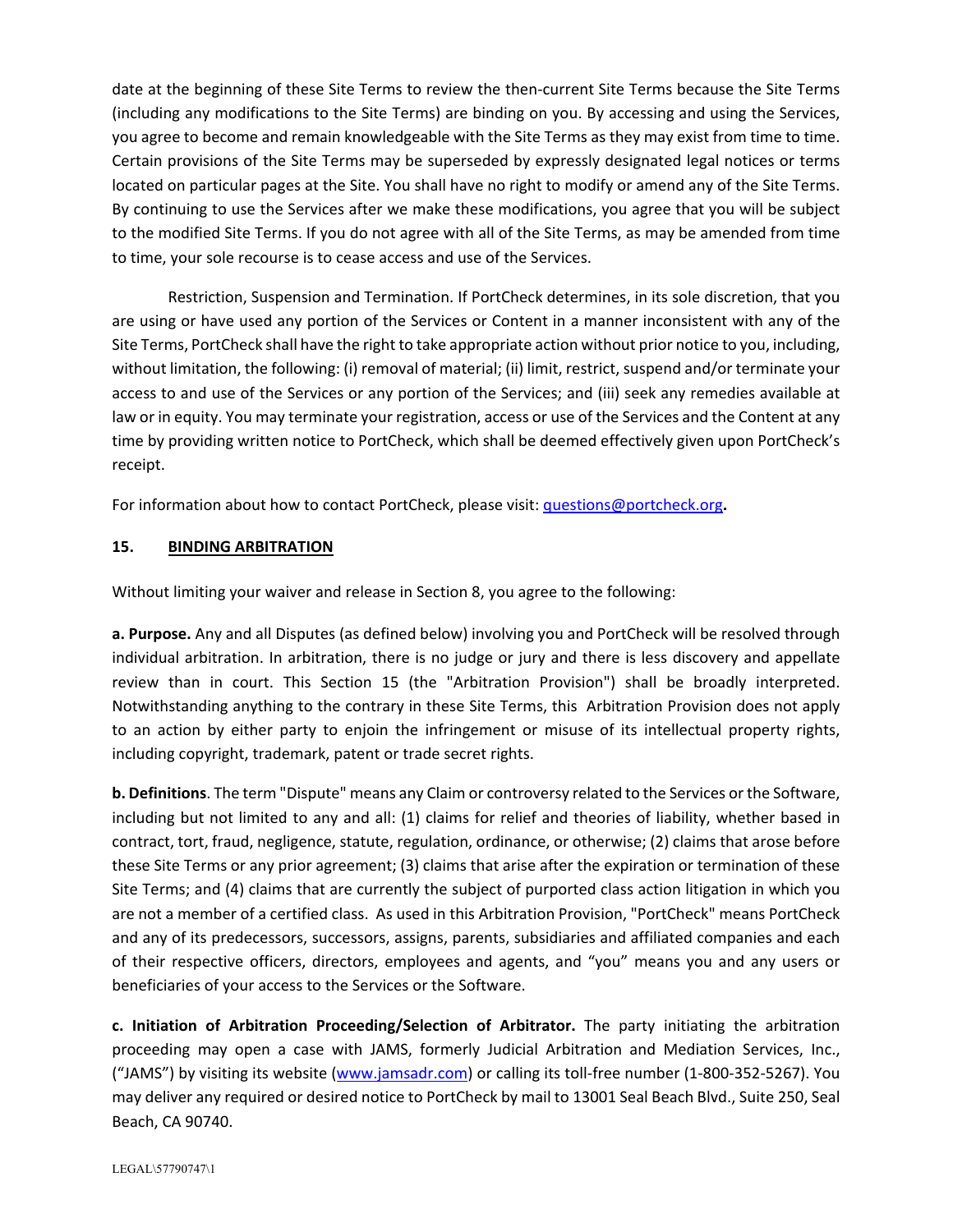date at the beginning of these Site Terms to review the then-current Site Terms because the Site Terms (including any modifications to the Site Terms) are binding on you. By accessing and using the Services, you agree to become and remain knowledgeable with the Site Terms as they may exist from time to time. Certain provisions of the Site Terms may be superseded by expressly designated legal notices or terms located on particular pages at the Site. You shall have no right to modify or amend any of the Site Terms. By continuing to use the Services after we make these modifications, you agree that you will be subject to the modified Site Terms. If you do not agree with all of the Site Terms, as may be amended from time to time, your sole recourse is to cease access and use of the Services.

Restriction, Suspension and Termination. If PortCheck determines, in its sole discretion, that you are using or have used any portion of the Services or Content in a manner inconsistent with any of the Site Terms, PortCheck shall have the right to take appropriate action without prior notice to you, including, without limitation, the following: (i) removal of material; (ii) limit, restrict, suspend and/or terminate your access to and use of the Services or any portion of the Services; and (iii) seek any remedies available at law or in equity. You may terminate your registration, access or use of the Services and the Content at any time by providing written notice to PortCheck, which shall be deemed effectively given upon PortCheck's receipt.

For information about how to contact PortCheck, please visit: [questions@portcheck.org](mailto:questions@portcheck.org)**.**

**15. <u>BINDING ARBITRATION</u>**

Without limiting your waiver and release in Section 8, you agree to the following:

**a. Purpose.** Any and all Disputes (as defined below) involving you and PortCheck will be resolved through individual arbitration. In arbitration, there is no judge or jury and there is less discovery and appellate review than in court. This Section 15 (the "Arbitration Provision") shall be broadly interpreted. Notwithstanding anything to the contrary in these Site Terms, this Arbitration Provision does not apply to an action by either party to enjoin the infringement or misuse of its intellectual property rights, including copyright, trademark, patent or trade secret rights.

**b. Definitions**. The term "Dispute" means any Claim or controversy related to the Services or the Software, including but not limited to any and all: (1) claims for relief and theories of liability, whether based in contract, tort, fraud, negligence, statute, regulation, ordinance, or otherwise; (2) claims that arose before these Site Terms or any prior agreement; (3) claims that arise after the expiration or termination of these Site Terms; and (4) claims that are currently the subject of purported class action litigation in which you are not a member of a certified class. As used in this Arbitration Provision, "PortCheck" means PortCheck and any of its predecessors, successors, assigns, parents, subsidiaries and affiliated companies and each of their respective officers, directors, employees and agents, and "you" means you and any users or beneficiaries of your access to the Services or the Software.

**c. Initiation of Arbitration Proceeding/Selection of Arbitrator.** The party initiating the arbitration proceeding may open a case with JAMS, formerly Judicial Arbitration and Mediation Services, Inc., ("JAMS") by visiting its website ([www.jamsadr.com](http://www.jamsadr.com)) or calling its toll-free number (1-800-352-5267). You may deliver any required or desired notice to PortCheck by mail to 13001 Seal Beach Blvd., Suite 250, Seal Beach, CA 90740.

LEGAL\57790747\1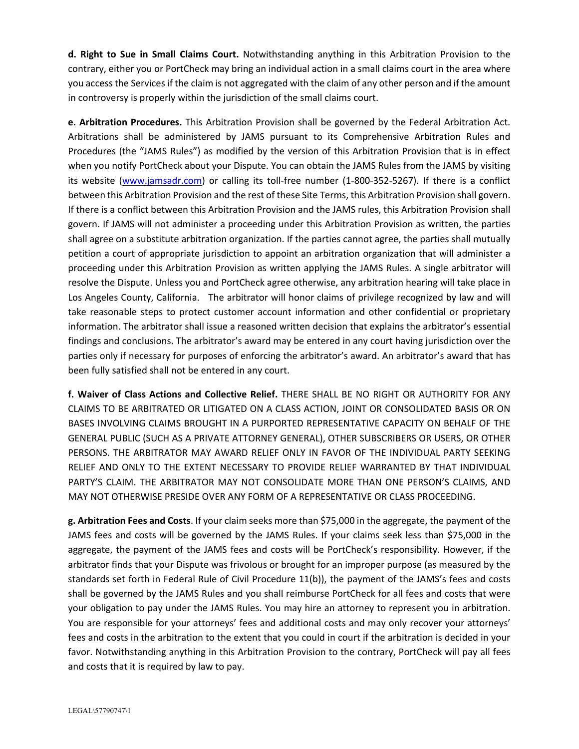**d. Right to Sue in Small Claims Court.** Notwithstanding anything in this Arbitration Provision to the contrary, either you or PortCheck may bring an individual action in a small claims court in the area where you access the Services if the claim is not aggregated with the claim of any other person and if the amount in controversy is properly within the jurisdiction of the small claims court.

**e. Arbitration Procedures.** This Arbitration Provision shall be governed by the Federal Arbitration Act. Arbitrations shall be administered by JAMS pursuant to its Comprehensive Arbitration Rules and Procedures (the "JAMS Rules") as modified by the version of this Arbitration Provision that is in effect when you notify PortCheck about your Dispute. You can obtain the JAMS Rules from the JAMS by visiting its website (www.jamsadr.com) or calling its toll-free number (1-800-352-5267). If there is a conflict between this Arbitration Provision and the rest of these Site Terms, this Arbitration Provision shall govern. If there is a conflict between this Arbitration Provision and the JAMS rules, this Arbitration Provision shall govern. If JAMS will not administer a proceeding under this Arbitration Provision as written, the parties shall agree on a substitute arbitration organization. If the parties cannot agree, the parties shall mutually petition a court of appropriate jurisdiction to appoint an arbitration organization that will administer a proceeding under this Arbitration Provision as written applying the JAMS Rules. A single arbitrator will resolve the Dispute. Unless you and PortCheck agree otherwise, any arbitration hearing will take place in Los Angeles County, California. The arbitrator will honor claims of privilege recognized by law and will take reasonable steps to protect customer account information and other confidential or proprietary information. The arbitrator shall issue a reasoned written decision that explains the arbitrator's essential findings and conclusions. The arbitrator's award may be entered in any court having jurisdiction over the parties only if necessary for purposes of enforcing the arbitrator's award. An arbitrator's award that has been fully satisfied shall not be entered in any court.

**f. Waiver of Class Actions and Collective Relief.** THERE SHALL BE NO RIGHT OR AUTHORITY FOR ANY CLAIMS TO BE ARBITRATED OR LITIGATED ON A CLASS ACTION, JOINT OR CONSOLIDATED BASIS OR ON BASES INVOLVING CLAIMS BROUGHT IN A PURPORTED REPRESENTATIVE CAPACITY ON BEHALF OF THE GENERAL PUBLIC (SUCH AS A PRIVATE ATTORNEY GENERAL), OTHER SUBSCRIBERS OR USERS, OR OTHER PERSONS. THE ARBITRATOR MAY AWARD RELIEF ONLY IN FAVOR OF THE INDIVIDUAL PARTY SEEKING RELIEF AND ONLY TO THE EXTENT NECESSARY TO PROVIDE RELIEF WARRANTED BY THAT INDIVIDUAL PARTY'S CLAIM. THE ARBITRATOR MAY NOT CONSOLIDATE MORE THAN ONE PERSON'S CLAIMS, AND MAY NOT OTHERWISE PRESIDE OVER ANY FORM OF A REPRESENTATIVE OR CLASS PROCEEDING.

**g. Arbitration Fees and Costs**. If your claim seeks more than $75,000 in the aggregate, the payment of the JAMS fees and costs will be governed by the JAMS Rules. If your claims seek less than $75,000 in the aggregate, the payment of the JAMS fees and costs will be PortCheck's responsibility. However, if the arbitrator finds that your Dispute was frivolous or brought for an improper purpose (as measured by the standards set forth in Federal Rule of Civil Procedure 11(b)), the payment of the JAMS's fees and costs shall be governed by the JAMS Rules and you shall reimburse PortCheck for all fees and costs that were your obligation to pay under the JAMS Rules. You may hire an attorney to represent you in arbitration. You are responsible for your attorneys' fees and additional costs and may only recover your attorneys' fees and costs in the arbitration to the extent that you could in court if the arbitration is decided in your favor. Notwithstanding anything in this Arbitration Provision to the contrary, PortCheck will pay all fees and costs that it is required by law to pay.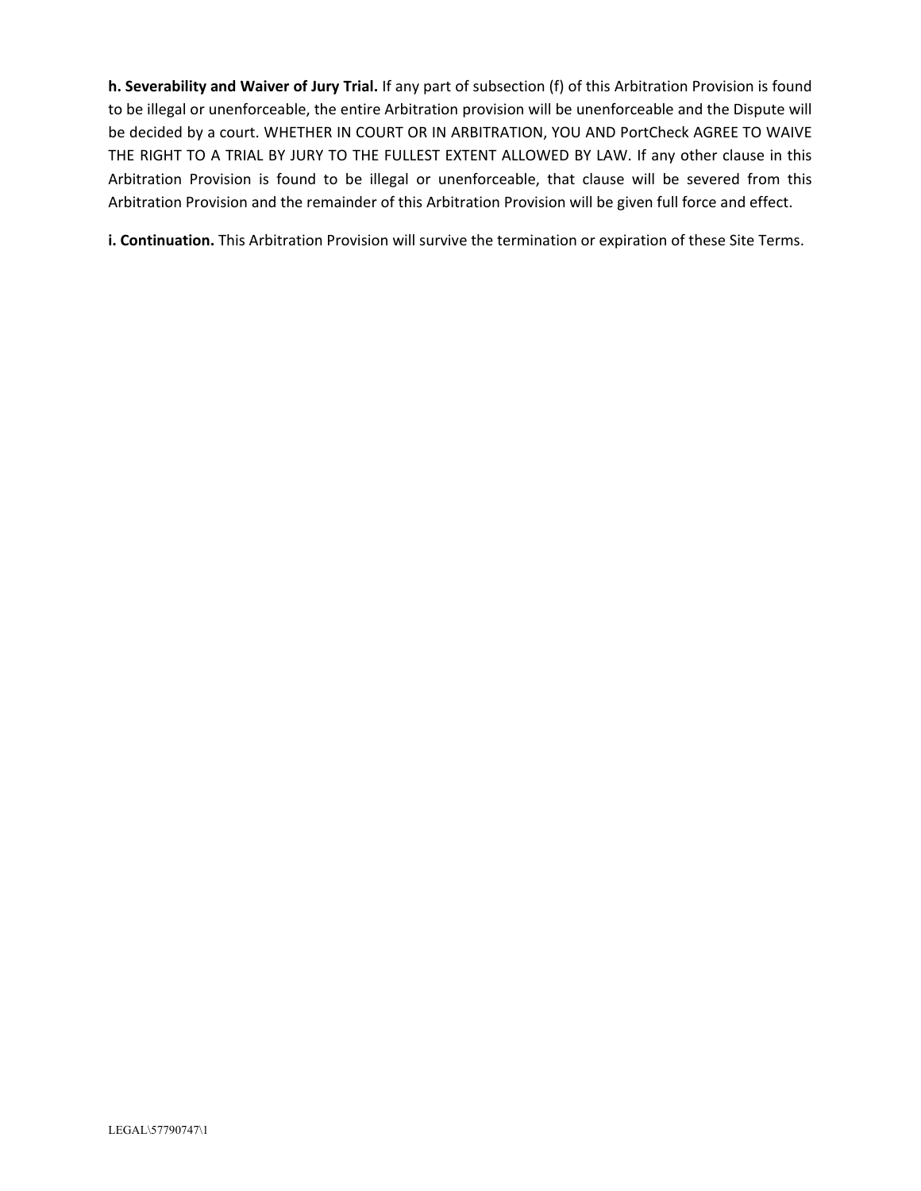**h. Severability and Waiver of Jury Trial.** If any part of subsection (f) of this Arbitration Provision is found to be illegal or unenforceable, the entire Arbitration provision will be unenforceable and the Dispute will be decided by a court. WHETHER IN COURT OR IN ARBITRATION, YOU AND PortCheck AGREE TO WAIVE THE RIGHT TO A TRIAL BY JURY TO THE FULLEST EXTENT ALLOWED BY LAW. If any other clause in this Arbitration Provision is found to be illegal or unenforceable, that clause will be severed from this Arbitration Provision and the remainder of this Arbitration Provision will be given full force and effect.

**i. Continuation.** This Arbitration Provision will survive the termination or expiration of these Site Terms.

LEGAL\57790747\1